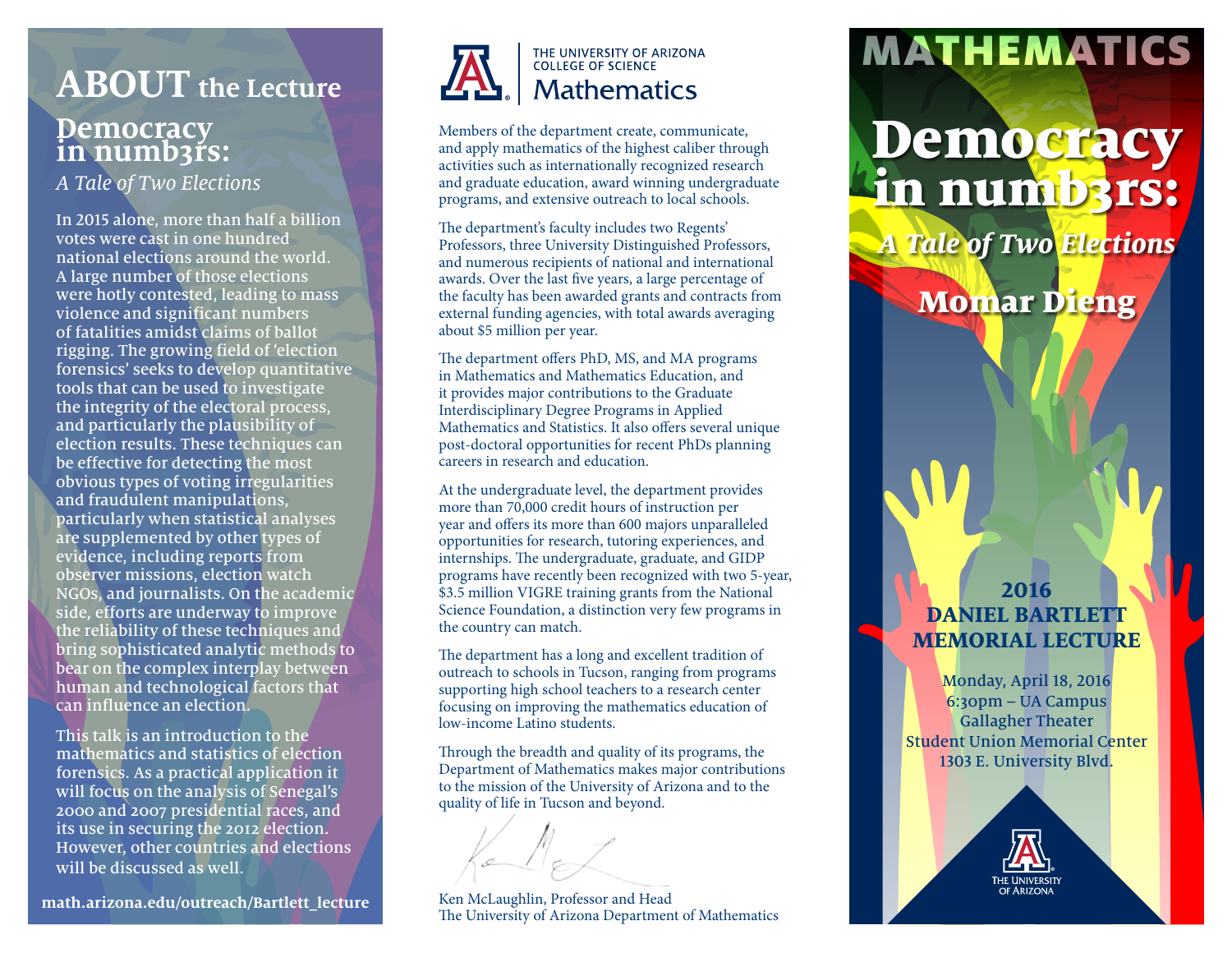# ABOUT the Lecture

## Democracy in numb3rs:

*A Tale of Two Elections*

In 2015 alone, more than half a billion votes were cast in one hundred national elections around the world. A large number of those elections were hotly contested, leading to mass violence and significant numbers of fatalities amidst claims of ballot rigging. The growing field of 'election forensics' seeks to develop quantitative tools that can be used to investigate the integrity of the electoral process, and particularly the plausibility of election results. These techniques can be effective for detecting the most obvious types of voting irregularities and fraudulent manipulations, particularly when statistical analyses are supplemented by other types of evidence, including reports from observer missions, election watch NGOs, and journalists. On the academic side, efforts are underway to improve the reliability of these techniques and bring sophisticated analytic methods to bear on the complex interplay between human and technological factors that can influence an election.

This talk is an introduction to the mathematics and statistics of election forensics. As a practical application it will focus on the analysis of Senegal's 2000 and 2007 presidential races, and its use in securing the 2012 election. However, other countries and elections will be discussed as well.

**math.arizona.edu/outreach/Bartlett_lecture**

THE UNIVERSITY OF ARIZONA
COLLEGE OF SCIENCE
Mathematics

Members of the department create, communicate, and apply mathematics of the highest caliber through activities such as internationally recognized research and graduate education, award winning undergraduate programs, and extensive outreach to local schools.

The department's faculty includes two Regents' Professors, three University Distinguished Professors, and numerous recipients of national and international awards. Over the last five years, a large percentage of the faculty has been awarded grants and contracts from external funding agencies, with total awards averaging about $5 million per year.

The department offers PhD, MS, and MA programs in Mathematics and Mathematics Education, and it provides major contributions to the Graduate Interdisciplinary Degree Programs in Applied Mathematics and Statistics. It also offers several unique post-doctoral opportunities for recent PhDs planning careers in research and education.

At the undergraduate level, the department provides more than 70,000 credit hours of instruction per year and offers its more than 600 majors unparalleled opportunities for research, tutoring experiences, and internships. The undergraduate, graduate, and GIDP programs have recently been recognized with two 5-year, $3.5 million VIGRE training grants from the National Science Foundation, a distinction very few programs in the country can match.

The department has a long and excellent tradition of outreach to schools in Tucson, ranging from programs supporting high school teachers to a research center focusing on improving the mathematics education of low-income Latino students.

Through the breadth and quality of its programs, the Department of Mathematics makes major contributions to the mission of the University of Arizona and to the quality of life in Tucson and beyond.

Ken McLaughlin, Professor and Head
The University of Arizona Department of Mathematics

# MATHEMATICS

# Democracy in numb3rs:

*A Tale of Two Elections*

**Momar Dieng**

**2016**
**DANIEL BARTLETT MEMORIAL LECTURE**

Monday, April 18, 2016
6:30pm – UA Campus
Gallagher Theater
Student Union Memorial Center
1303 E. University Blvd.

THE UNIVERSITY OF ARIZONA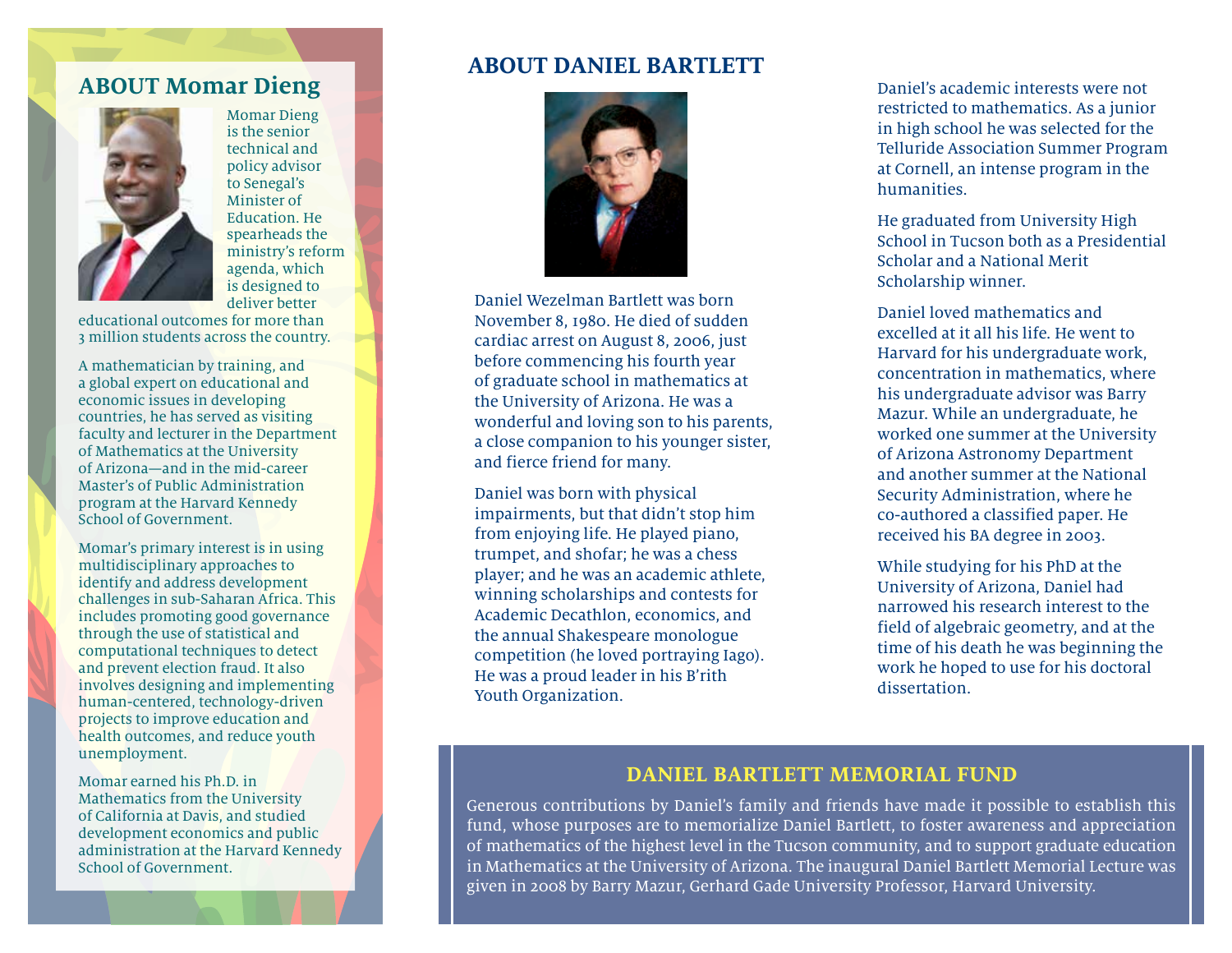## ABOUT Momar Dieng

Momar Dieng is the senior technical and policy advisor to Senegal's Minister of Education. He spearheads the ministry's reform agenda, which is designed to deliver better educational outcomes for more than 3 million students across the country.

A mathematician by training, and a global expert on educational and economic issues in developing countries, he has served as visiting faculty and lecturer in the Department of Mathematics at the University of Arizona—and in the mid-career Master's of Public Administration program at the Harvard Kennedy School of Government.

Momar's primary interest is in using multidisciplinary approaches to identify and address development challenges in sub-Saharan Africa. This includes promoting good governance through the use of statistical and computational techniques to detect and prevent election fraud. It also involves designing and implementing human-centered, technology-driven projects to improve education and health outcomes, and reduce youth unemployment.

Momar earned his Ph.D. in Mathematics from the University of California at Davis, and studied development economics and public administration at the Harvard Kennedy School of Government.

## ABOUT DANIEL BARTLETT

Daniel Wezelman Bartlett was born November 8, 1980. He died of sudden cardiac arrest on August 8, 2006, just before commencing his fourth year of graduate school in mathematics at the University of Arizona. He was a wonderful and loving son to his parents, a close companion to his younger sister, and fierce friend for many.

Daniel was born with physical impairments, but that didn't stop him from enjoying life. He played piano, trumpet, and shofar; he was a chess player; and he was an academic athlete, winning scholarships and contests for Academic Decathlon, economics, and the annual Shakespeare monologue competition (he loved portraying Iago). He was a proud leader in his B'rith Youth Organization.

Daniel's academic interests were not restricted to mathematics. As a junior in high school he was selected for the Telluride Association Summer Program at Cornell, an intense program in the humanities.

He graduated from University High School in Tucson both as a Presidential Scholar and a National Merit Scholarship winner.

Daniel loved mathematics and excelled at it all his life. He went to Harvard for his undergraduate work, concentration in mathematics, where his undergraduate advisor was Barry Mazur. While an undergraduate, he worked one summer at the University of Arizona Astronomy Department and another summer at the National Security Administration, where he co-authored a classified paper. He received his BA degree in 2003.

While studying for his PhD at the University of Arizona, Daniel had narrowed his research interest to the field of algebraic geometry, and at the time of his death he was beginning the work he hoped to use for his doctoral dissertation.

## DANIEL BARTLETT MEMORIAL FUND

Generous contributions by Daniel's family and friends have made it possible to establish this fund, whose purposes are to memorialize Daniel Bartlett, to foster awareness and appreciation of mathematics of the highest level in the Tucson community, and to support graduate education in Mathematics at the University of Arizona. The inaugural Daniel Bartlett Memorial Lecture was given in 2008 by Barry Mazur, Gerhard Gade University Professor, Harvard University.